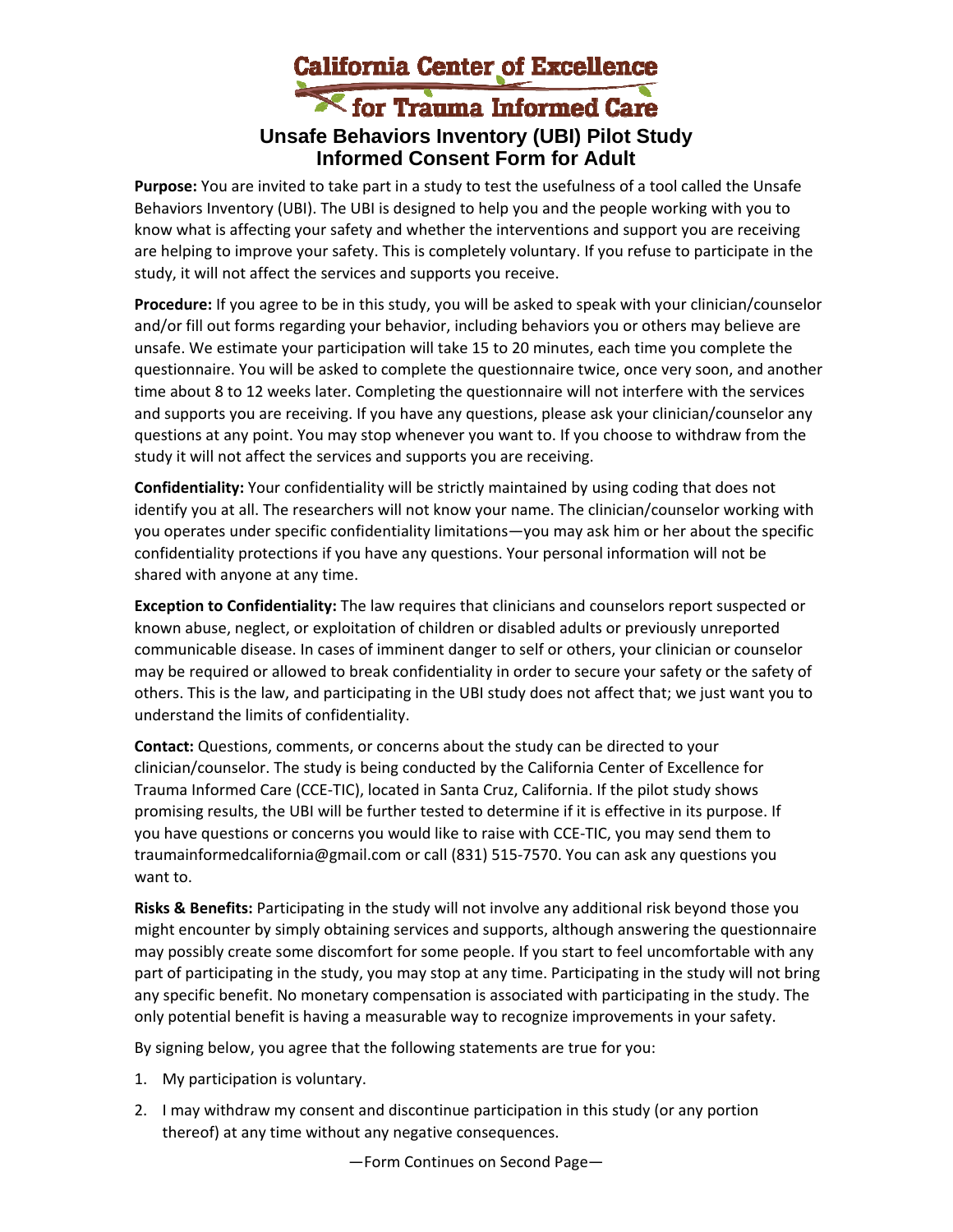# California Center of Excellence for Trauma Informed Care

## Unsafe Behaviors Inventory (UBI) Pilot Study Informed Consent Form for Adult

**Purpose:** You are invited to take part in a study to test the usefulness of a tool called the Unsafe Behaviors Inventory (UBI). The UBI is designed to help you and the people working with you to know what is affecting your safety and whether the interventions and support you are receiving are helping to improve your safety. This is completely voluntary. If you refuse to participate in the study, it will not affect the services and supports you receive.

**Procedure:** If you agree to be in this study, you will be asked to speak with your clinician/counselor and/or fill out forms regarding your behavior, including behaviors you or others may believe are unsafe. We estimate your participation will take 15 to 20 minutes, each time you complete the questionnaire. You will be asked to complete the questionnaire twice, once very soon, and another time about 8 to 12 weeks later. Completing the questionnaire will not interfere with the services and supports you are receiving. If you have any questions, please ask your clinician/counselor any questions at any point. You may stop whenever you want to. If you choose to withdraw from the study it will not affect the services and supports you are receiving.

**Confidentiality:** Your confidentiality will be strictly maintained by using coding that does not identify you at all. The researchers will not know your name. The clinician/counselor working with you operates under specific confidentiality limitations—you may ask him or her about the specific confidentiality protections if you have any questions. Your personal information will not be shared with anyone at any time.

**Exception to Confidentiality:** The law requires that clinicians and counselors report suspected or known abuse, neglect, or exploitation of children or disabled adults or previously unreported communicable disease. In cases of imminent danger to self or others, your clinician or counselor may be required or allowed to break confidentiality in order to secure your safety or the safety of others. This is the law, and participating in the UBI study does not affect that; we just want you to understand the limits of confidentiality.

**Contact:** Questions, comments, or concerns about the study can be directed to your clinician/counselor. The study is being conducted by the California Center of Excellence for Trauma Informed Care (CCE-TIC), located in Santa Cruz, California. If the pilot study shows promising results, the UBI will be further tested to determine if it is effective in its purpose. If you have questions or concerns you would like to raise with CCE-TIC, you may send them to traumainformedcalifornia@gmail.com or call (831) 515-7570. You can ask any questions you want to.

**Risks & Benefits:** Participating in the study will not involve any additional risk beyond those you might encounter by simply obtaining services and supports, although answering the questionnaire may possibly create some discomfort for some people. If you start to feel uncomfortable with any part of participating in the study, you may stop at any time. Participating in the study will not bring any specific benefit. No monetary compensation is associated with participating in the study. The only potential benefit is having a measurable way to recognize improvements in your safety.

By signing below, you agree that the following statements are true for you:

1. My participation is voluntary.
2. I may withdraw my consent and discontinue participation in this study (or any portion thereof) at any time without any negative consequences.

—Form Continues on Second Page—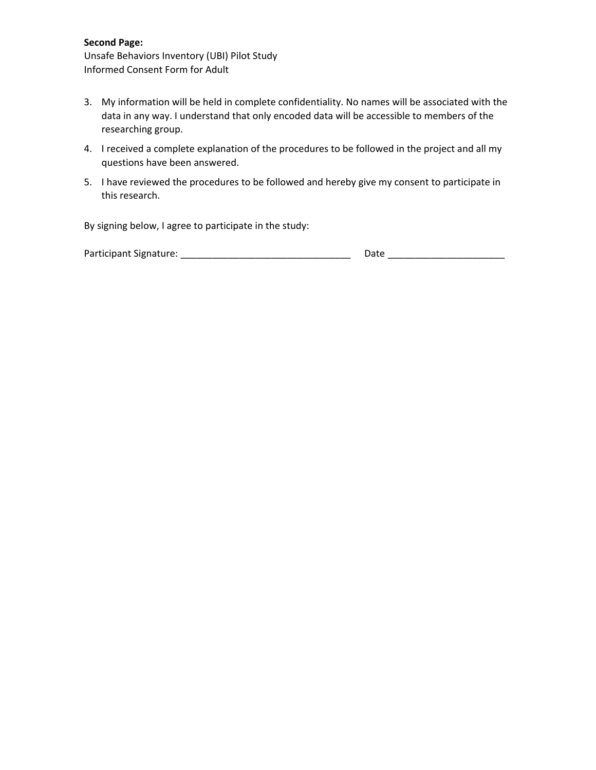**Second Page:**
Unsafe Behaviors Inventory (UBI) Pilot Study
Informed Consent Form for Adult

3. My information will be held in complete confidentiality. No names will be associated with the data in any way. I understand that only encoded data will be accessible to members of the researching group.
4. I received a complete explanation of the procedures to be followed in the project and all my questions have been answered.
5. I have reviewed the procedures to be followed and hereby give my consent to participate in this research.

By signing below, I agree to participate in the study:

Participant Signature: _________________________________ Date ______________________